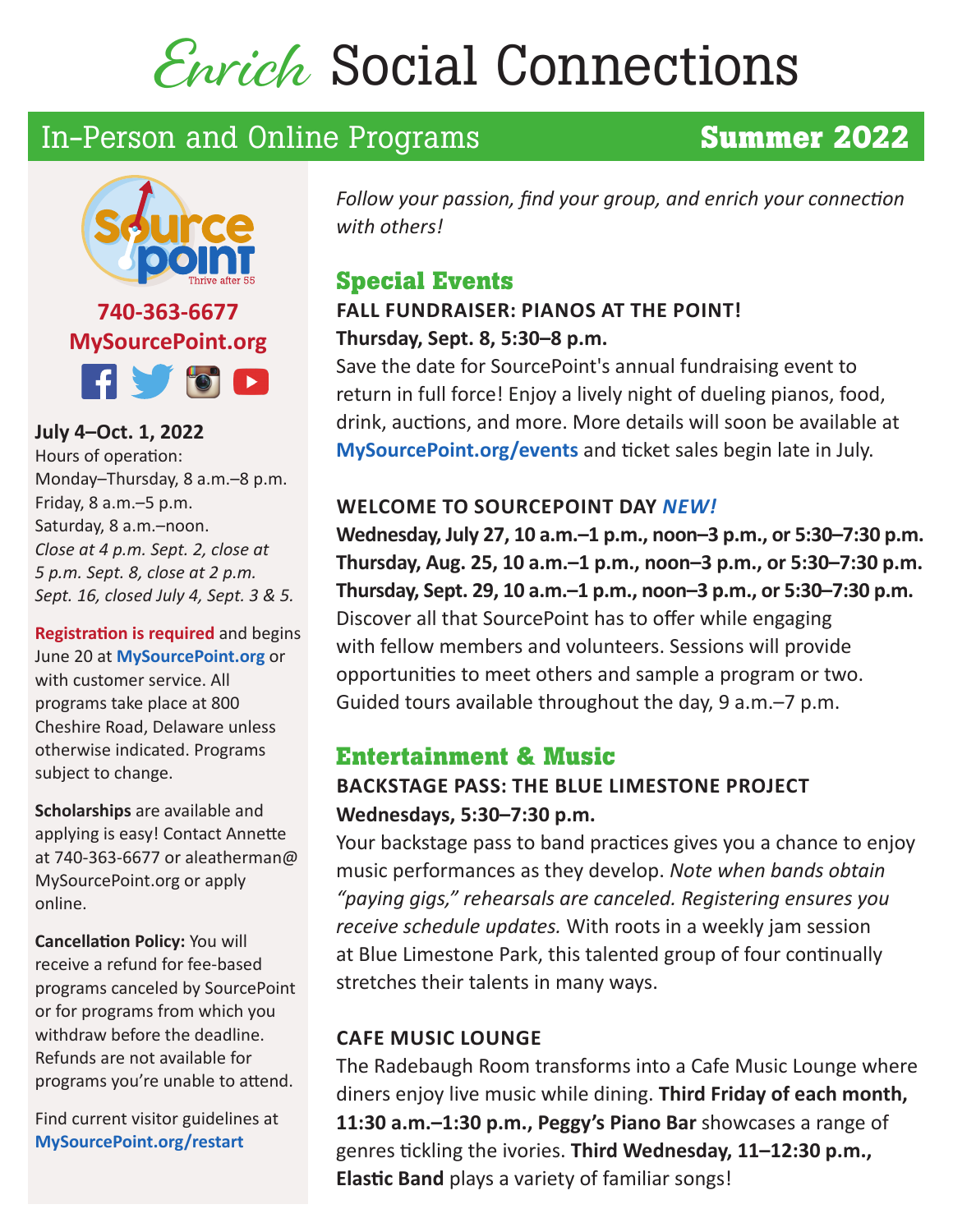# *Enrich* Social Connections

## In-Person and Online Programs **Summer 2022**

SourcePoint — Thrive after 55

**740-363-6677**
**MySourcePoint.org**

**July 4–Oct. 1, 2022**
Hours of operation:
Monday–Thursday, 8 a.m.–8 p.m.
Friday, 8 a.m.–5 p.m.
Saturday, 8 a.m.–noon.
*Close at 4 p.m. Sept. 2, close at 5 p.m. Sept. 8, close at 2 p.m. Sept. 16, closed July 4, Sept. 3 & 5.*

**Registration is required** and begins June 20 at **MySourcePoint.org** or with customer service. All programs take place at 800 Cheshire Road, Delaware unless otherwise indicated. Programs subject to change.

**Scholarships** are available and applying is easy! Contact Annette at 740-363-6677 or aleatherman@MySourcePoint.org or apply online.

**Cancellation Policy:** You will receive a refund for fee-based programs canceled by SourcePoint or for programs from which you withdraw before the deadline. Refunds are not available for programs you're unable to attend.

Find current visitor guidelines at **MySourcePoint.org/restart**

*Follow your passion, find your group, and enrich your connection with others!*

## Special Events

### FALL FUNDRAISER: PIANOS AT THE POINT!

**Thursday, Sept. 8, 5:30–8 p.m.**

Save the date for SourcePoint's annual fundraising event to return in full force! Enjoy a lively night of dueling pianos, food, drink, auctions, and more. More details will soon be available at **MySourcePoint.org/events** and ticket sales begin late in July.

### WELCOME TO SOURCEPOINT DAY *NEW!*

**Wednesday, July 27, 10 a.m.–1 p.m., noon–3 p.m., or 5:30–7:30 p.m.**
**Thursday, Aug. 25, 10 a.m.–1 p.m., noon–3 p.m., or 5:30–7:30 p.m.**
**Thursday, Sept. 29, 10 a.m.–1 p.m., noon–3 p.m., or 5:30–7:30 p.m.**

Discover all that SourcePoint has to offer while engaging with fellow members and volunteers. Sessions will provide opportunities to meet others and sample a program or two. Guided tours available throughout the day, 9 a.m.–7 p.m.

## Entertainment & Music

### BACKSTAGE PASS: THE BLUE LIMESTONE PROJECT

**Wednesdays, 5:30–7:30 p.m.**

Your backstage pass to band practices gives you a chance to enjoy music performances as they develop. *Note when bands obtain "paying gigs," rehearsals are canceled. Registering ensures you receive schedule updates.* With roots in a weekly jam session at Blue Limestone Park, this talented group of four continually stretches their talents in many ways.

### CAFE MUSIC LOUNGE

The Radebaugh Room transforms into a Cafe Music Lounge where diners enjoy live music while dining. **Third Friday of each month, 11:30 a.m.–1:30 p.m., Peggy's Piano Bar** showcases a range of genres tickling the ivories. **Third Wednesday, 11–12:30 p.m., Elastic Band** plays a variety of familiar songs!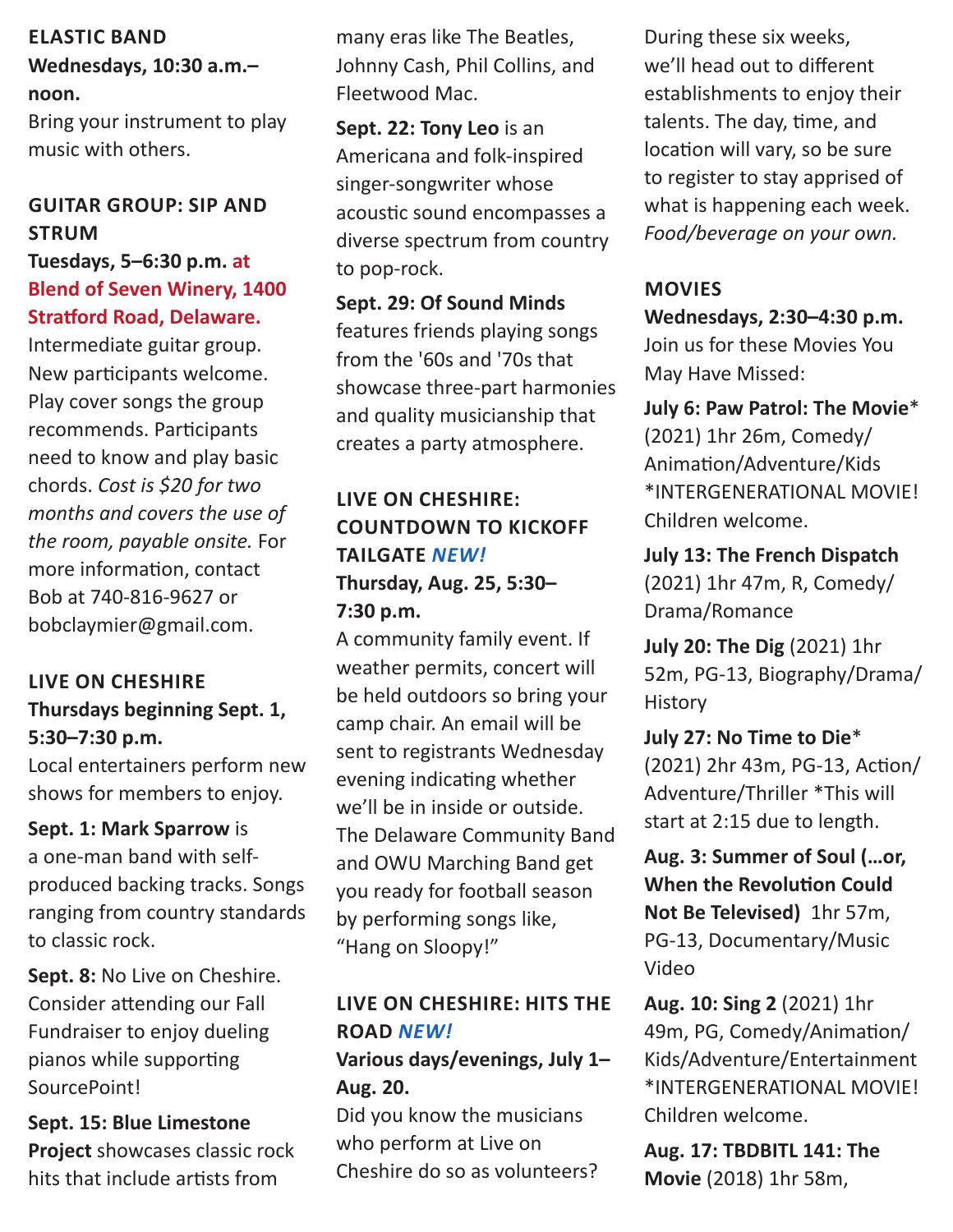### ELASTIC BAND

**Wednesdays, 10:30 a.m.–noon.**

Bring your instrument to play music with others.

### GUITAR GROUP: SIP AND STRUM

**Tuesdays, 5–6:30 p.m. at Blend of Seven Winery, 1400 Stratford Road, Delaware.**

Intermediate guitar group. New participants welcome. Play cover songs the group recommends. Participants need to know and play basic chords. *Cost is $20 for two months and covers the use of the room, payable onsite.* For more information, contact Bob at 740-816-9627 or bobclaymier@gmail.com.

### LIVE ON CHESHIRE

**Thursdays beginning Sept. 1, 5:30–7:30 p.m.**

Local entertainers perform new shows for members to enjoy.

**Sept. 1: Mark Sparrow** is a one-man band with self-produced backing tracks. Songs ranging from country standards to classic rock.

**Sept. 8:** No Live on Cheshire. Consider attending our Fall Fundraiser to enjoy dueling pianos while supporting SourcePoint!

**Sept. 15: Blue Limestone Project** showcases classic rock hits that include artists from many eras like The Beatles, Johnny Cash, Phil Collins, and Fleetwood Mac.

**Sept. 22: Tony Leo** is an Americana and folk-inspired singer-songwriter whose acoustic sound encompasses a diverse spectrum from country to pop-rock.

**Sept. 29: Of Sound Minds** features friends playing songs from the '60s and '70s that showcase three-part harmonies and quality musicianship that creates a party atmosphere.

### LIVE ON CHESHIRE: COUNTDOWN TO KICKOFF TAILGATE *NEW!*

**Thursday, Aug. 25, 5:30–7:30 p.m.**

A community family event. If weather permits, concert will be held outdoors so bring your camp chair. An email will be sent to registrants Wednesday evening indicating whether we'll be in inside or outside. The Delaware Community Band and OWU Marching Band get you ready for football season by performing songs like, "Hang on Sloopy!"

### LIVE ON CHESHIRE: HITS THE ROAD *NEW!*

**Various days/evenings, July 1–Aug. 20.**

Did you know the musicians who perform at Live on Cheshire do so as volunteers? During these six weeks, we'll head out to different establishments to enjoy their talents. The day, time, and location will vary, so be sure to register to stay apprised of what is happening each week. *Food/beverage on your own.*

### MOVIES

**Wednesdays, 2:30–4:30 p.m.**

Join us for these Movies You May Have Missed:

**July 6: Paw Patrol: The Movie*** (2021) 1hr 26m, Comedy/Animation/Adventure/Kids *INTERGENERATIONAL MOVIE! Children welcome.

**July 13: The French Dispatch** (2021) 1hr 47m, R, Comedy/Drama/Romance

**July 20: The Dig** (2021) 1hr 52m, PG-13, Biography/Drama/History

**July 27: No Time to Die*** (2021) 2hr 43m, PG-13, Action/Adventure/Thriller *This will start at 2:15 due to length.

**Aug. 3: Summer of Soul (…or, When the Revolution Could Not Be Televised)** 1hr 57m, PG-13, Documentary/Music Video

**Aug. 10: Sing 2** (2021) 1hr 49m, PG, Comedy/Animation/Kids/Adventure/Entertainment *INTERGENERATIONAL MOVIE! Children welcome.

**Aug. 17: TBDBITL 141: The Movie** (2018) 1hr 58m,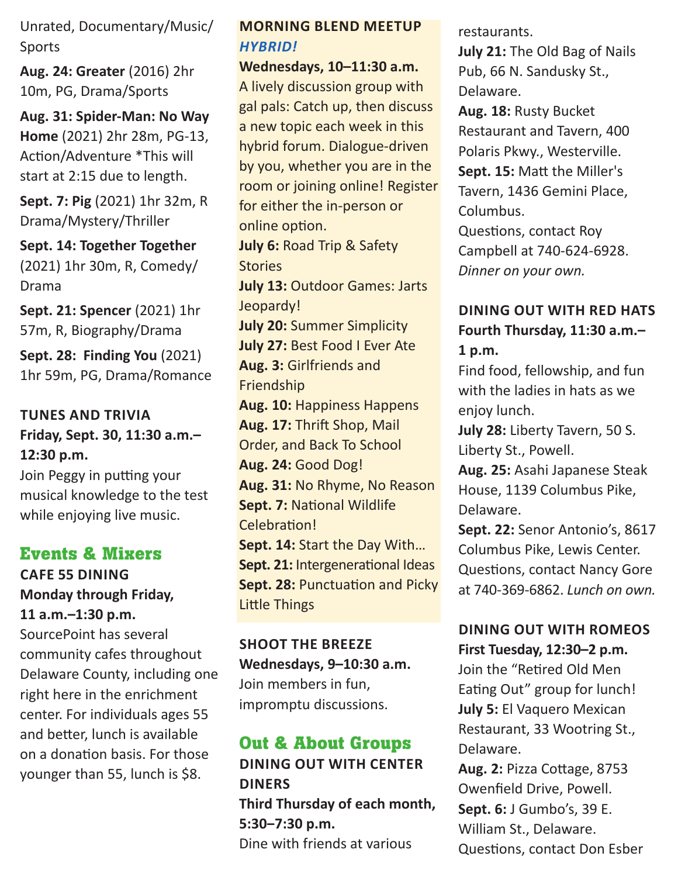Unrated, Documentary/Music/Sports

**Aug. 24: Greater** (2016) 2hr 10m, PG, Drama/Sports

**Aug. 31: Spider-Man: No Way Home** (2021) 2hr 28m, PG-13, Action/Adventure *This will start at 2:15 due to length.

**Sept. 7: Pig** (2021) 1hr 32m, R Drama/Mystery/Thriller

**Sept. 14: Together Together** (2021) 1hr 30m, R, Comedy/Drama

**Sept. 21: Spencer** (2021) 1hr 57m, R, Biography/Drama

**Sept. 28: Finding You** (2021) 1hr 59m, PG, Drama/Romance

### TUNES AND TRIVIA

**Friday, Sept. 30, 11:30 a.m.–12:30 p.m.**

Join Peggy in putting your musical knowledge to the test while enjoying live music.

## Events & Mixers

### CAFE 55 DINING

**Monday through Friday, 11 a.m.–1:30 p.m.**

SourcePoint has several community cafes throughout Delaware County, including one right here in the enrichment center. For individuals ages 55 and better, lunch is available on a donation basis. For those younger than 55, lunch is $8.

### MORNING BLEND MEETUP *HYBRID!*

**Wednesdays, 10–11:30 a.m.**

A lively discussion group with gal pals: Catch up, then discuss a new topic each week in this hybrid forum. Dialogue-driven by you, whether you are in the room or joining online! Register for either the in-person or online option.

**July 6:** Road Trip & Safety Stories
**July 13:** Outdoor Games: Jarts Jeopardy!
**July 20:** Summer Simplicity
**July 27:** Best Food I Ever Ate
**Aug. 3:** Girlfriends and Friendship
**Aug. 10:** Happiness Happens
**Aug. 17:** Thrift Shop, Mail Order, and Back To School
**Aug. 24:** Good Dog!
**Aug. 31:** No Rhyme, No Reason
**Sept. 7:** National Wildlife Celebration!
**Sept. 14:** Start the Day With…
**Sept. 21:** Intergenerational Ideas
**Sept. 28:** Punctuation and Picky Little Things

### SHOOT THE BREEZE

**Wednesdays, 9–10:30 a.m.**

Join members in fun, impromptu discussions.

## Out & About Groups

### DINING OUT WITH CENTER DINERS

**Third Thursday of each month, 5:30–7:30 p.m.**

Dine with friends at various restaurants.

**July 21:** The Old Bag of Nails Pub, 66 N. Sandusky St., Delaware.
**Aug. 18:** Rusty Bucket Restaurant and Tavern, 400 Polaris Pkwy., Westerville.
**Sept. 15:** Matt the Miller's Tavern, 1436 Gemini Place, Columbus.

Questions, contact Roy Campbell at 740-624-6928. *Dinner on your own.*

### DINING OUT WITH RED HATS

**Fourth Thursday, 11:30 a.m.–1 p.m.**

Find food, fellowship, and fun with the ladies in hats as we enjoy lunch.

**July 28:** Liberty Tavern, 50 S. Liberty St., Powell.
**Aug. 25:** Asahi Japanese Steak House, 1139 Columbus Pike, Delaware.
**Sept. 22:** Senor Antonio's, 8617 Columbus Pike, Lewis Center.

Questions, contact Nancy Gore at 740-369-6862. *Lunch on own.*

### DINING OUT WITH ROMEOS

**First Tuesday, 12:30–2 p.m.**

Join the "Retired Old Men Eating Out" group for lunch!

**July 5:** El Vaquero Mexican Restaurant, 33 Wootring St., Delaware.
**Aug. 2:** Pizza Cottage, 8753 Owenfield Drive, Powell.
**Sept. 6:** J Gumbo's, 39 E. William St., Delaware.

Questions, contact Don Esber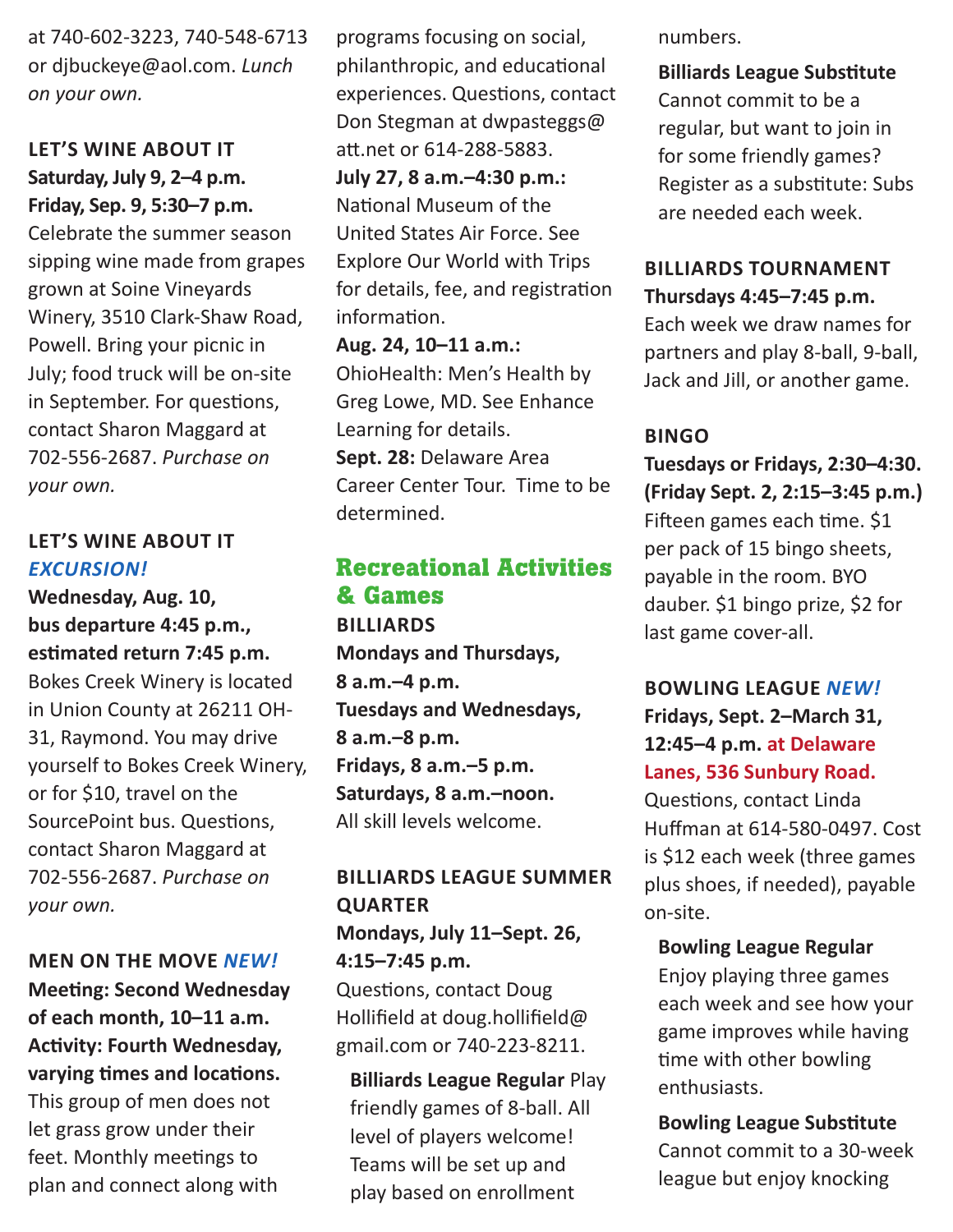at 740-602-3223, 740-548-6713 or djbuckeye@aol.com. *Lunch on your own.*

### LET'S WINE ABOUT IT

**Saturday, July 9, 2–4 p.m.**
**Friday, Sep. 9, 5:30–7 p.m.**
Celebrate the summer season sipping wine made from grapes grown at Soine Vineyards Winery, 3510 Clark-Shaw Road, Powell. Bring your picnic in July; food truck will be on-site in September. For questions, contact Sharon Maggard at 702-556-2687. *Purchase on your own.*

### LET'S WINE ABOUT IT *EXCURSION!*

**Wednesday, Aug. 10, bus departure 4:45 p.m., estimated return 7:45 p.m.**
Bokes Creek Winery is located in Union County at 26211 OH-31, Raymond. You may drive yourself to Bokes Creek Winery, or for $10, travel on the SourcePoint bus. Questions, contact Sharon Maggard at 702-556-2687. *Purchase on your own.*

### MEN ON THE MOVE *NEW!*

**Meeting: Second Wednesday of each month, 10–11 a.m.**
**Activity: Fourth Wednesday, varying times and locations.**
This group of men does not let grass grow under their feet. Monthly meetings to plan and connect along with programs focusing on social, philanthropic, and educational experiences. Questions, contact Don Stegman at dwpasteggs@att.net or 614-288-5883.

**July 27, 8 a.m.–4:30 p.m.:** National Museum of the United States Air Force. See Explore Our World with Trips for details, fee, and registration information.

**Aug. 24, 10–11 a.m.:** OhioHealth: Men's Health by Greg Lowe, MD. See Enhance Learning for details.

**Sept. 28:** Delaware Area Career Center Tour. Time to be determined.

## Recreational Activities & Games

### BILLIARDS

**Mondays and Thursdays, 8 a.m.–4 p.m.**
**Tuesdays and Wednesdays, 8 a.m.–8 p.m.**
**Fridays, 8 a.m.–5 p.m.**
**Saturdays, 8 a.m.–noon.**
All skill levels welcome.

### BILLIARDS LEAGUE SUMMER QUARTER

**Mondays, July 11–Sept. 26, 4:15–7:45 p.m.**
Questions, contact Doug Hollifield at doug.hollifield@gmail.com or 740-223-8211.

**Billiards League Regular** Play friendly games of 8-ball. All level of players welcome! Teams will be set up and play based on enrollment numbers.

**Billiards League Substitute**
Cannot commit to be a regular, but want to join in for some friendly games? Register as a substitute: Subs are needed each week.

### BILLIARDS TOURNAMENT

**Thursdays 4:45–7:45 p.m.**
Each week we draw names for partners and play 8-ball, 9-ball, Jack and Jill, or another game.

### BINGO

**Tuesdays or Fridays, 2:30–4:30. (Friday Sept. 2, 2:15–3:45 p.m.)**
Fifteen games each time. $1 per pack of 15 bingo sheets, payable in the room. BYO dauber. $1 bingo prize, $2 for last game cover-all.

### BOWLING LEAGUE *NEW!*

**Fridays, Sept. 2–March 31, 12:45–4 p.m. at Delaware Lanes, 536 Sunbury Road.**
Questions, contact Linda Huffman at 614-580-0497. Cost is $12 each week (three games plus shoes, if needed), payable on-site.

**Bowling League Regular**
Enjoy playing three games each week and see how your game improves while having time with other bowling enthusiasts.

**Bowling League Substitute**
Cannot commit to a 30-week league but enjoy knocking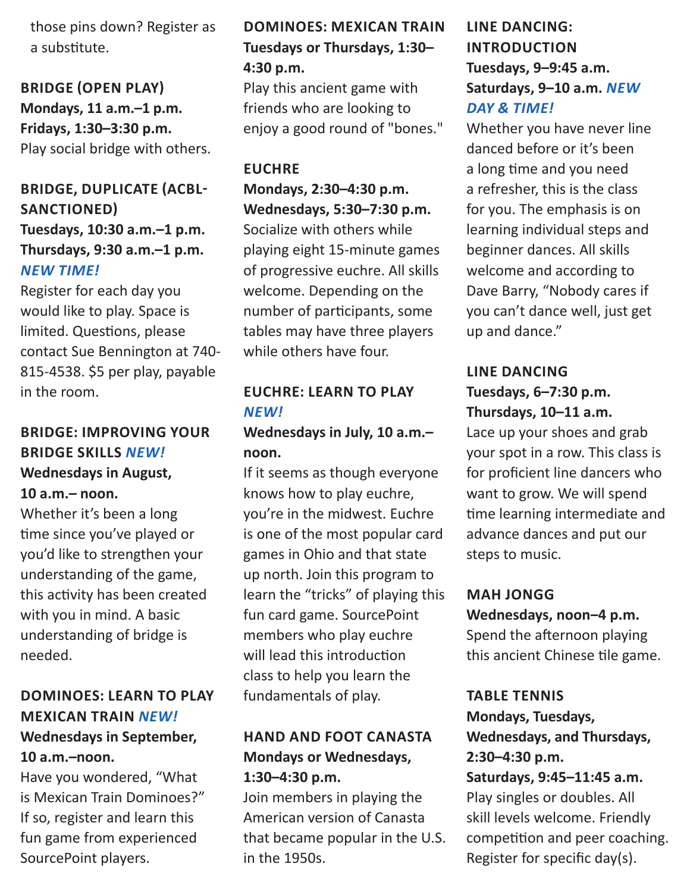those pins down? Register as a substitute.

### BRIDGE (OPEN PLAY)

**Mondays, 11 a.m.–1 p.m.**
**Fridays, 1:30–3:30 p.m.**

Play social bridge with others.

### BRIDGE, DUPLICATE (ACBL-SANCTIONED)

**Tuesdays, 10:30 a.m.–1 p.m.**
**Thursdays, 9:30 a.m.–1 p.m.** ***NEW TIME!***

Register for each day you would like to play. Space is limited. Questions, please contact Sue Bennington at 740-815-4538. $5 per play, payable in the room.

### BRIDGE: IMPROVING YOUR BRIDGE SKILLS *NEW!*

**Wednesdays in August, 10 a.m.– noon.**

Whether it's been a long time since you've played or you'd like to strengthen your understanding of the game, this activity has been created with you in mind. A basic understanding of bridge is needed.

### DOMINOES: LEARN TO PLAY MEXICAN TRAIN *NEW!*

**Wednesdays in September, 10 a.m.–noon.**

Have you wondered, "What is Mexican Train Dominoes?" If so, register and learn this fun game from experienced SourcePoint players.

### DOMINOES: MEXICAN TRAIN

**Tuesdays or Thursdays, 1:30–4:30 p.m.**

Play this ancient game with friends who are looking to enjoy a good round of "bones."

### EUCHRE

**Mondays, 2:30–4:30 p.m.**
**Wednesdays, 5:30–7:30 p.m.**

Socialize with others while playing eight 15-minute games of progressive euchre. All skills welcome. Depending on the number of participants, some tables may have three players while others have four.

### EUCHRE: LEARN TO PLAY *NEW!*

**Wednesdays in July, 10 a.m.–noon.**

If it seems as though everyone knows how to play euchre, you're in the midwest. Euchre is one of the most popular card games in Ohio and that state up north. Join this program to learn the "tricks" of playing this fun card game. SourcePoint members who play euchre will lead this introduction class to help you learn the fundamentals of play.

### HAND AND FOOT CANASTA

**Mondays or Wednesdays, 1:30–4:30 p.m.**

Join members in playing the American version of Canasta that became popular in the U.S. in the 1950s.

### LINE DANCING: INTRODUCTION

**Tuesdays, 9–9:45 a.m.**
**Saturdays, 9–10 a.m.** ***NEW DAY & TIME!***

Whether you have never line danced before or it's been a long time and you need a refresher, this is the class for you. The emphasis is on learning individual steps and beginner dances. All skills welcome and according to Dave Barry, "Nobody cares if you can't dance well, just get up and dance."

### LINE DANCING

**Tuesdays, 6–7:30 p.m.**
**Thursdays, 10–11 a.m.**

Lace up your shoes and grab your spot in a row. This class is for proficient line dancers who want to grow. We will spend time learning intermediate and advance dances and put our steps to music.

### MAH JONGG

**Wednesdays, noon–4 p.m.**

Spend the afternoon playing this ancient Chinese tile game.

### TABLE TENNIS

**Mondays, Tuesdays, Wednesdays, and Thursdays, 2:30–4:30 p.m.**
**Saturdays, 9:45–11:45 a.m.**

Play singles or doubles. All skill levels welcome. Friendly competition and peer coaching. Register for specific day(s).